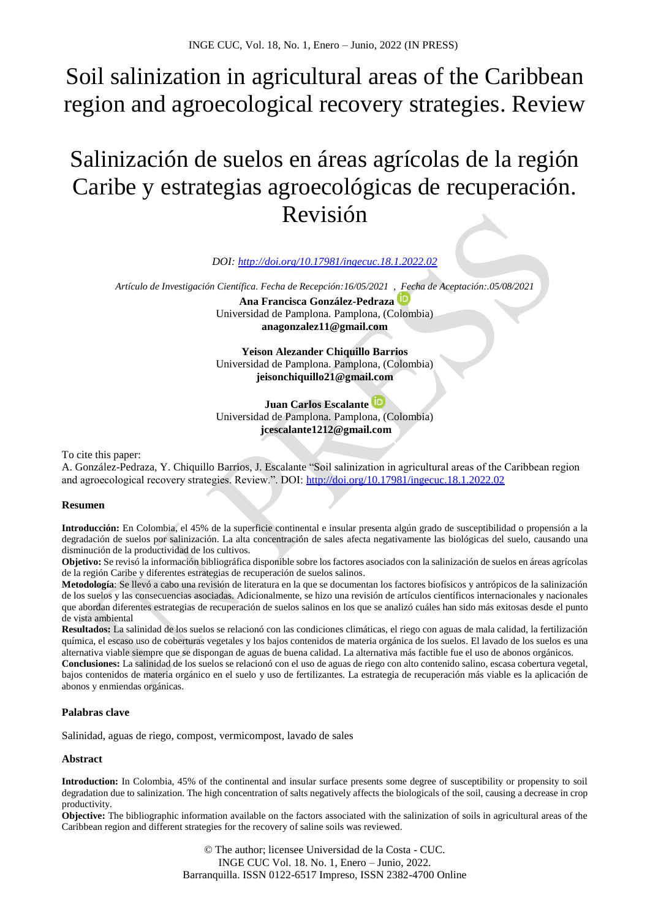# Soil salinization in agricultural areas of the Caribbean region and agroecological recovery strategies. Review

# Salinización de suelos en áreas agrícolas de la región Caribe y estrategias agroecológicas de recuperación. Revisión

*DOI: http://doi.org/10.17981/ingecuc.18.1.2022.02*

*Artículo de Investigación Científica. Fecha de Recepción:16/05/2021 , Fecha de Aceptación:.05/08/2021*

**Ana Francisca González-Pedraza**
Universidad de Pamplona. Pamplona, (Colombia)
**anagonzalez11@gmail.com**

**Yeison Alezander Chiquillo Barrios**
Universidad de Pamplona. Pamplona, (Colombia)
**jeisonchiquillo21@gmail.com**

**Juan Carlos Escalante**
Universidad de Pamplona. Pamplona, (Colombia)
**jcescalante1212@gmail.com**

To cite this paper:
A. González-Pedraza, Y. Chiquillo Barrios, J. Escalante "Soil salinization in agricultural areas of the Caribbean region and agroecological recovery strategies. Review.". DOI: http://doi.org/10.17981/ingecuc.18.1.2022.02

### Resumen

**Introducción:** En Colombia, el 45% de la superficie continental e insular presenta algún grado de susceptibilidad o propensión a la degradación de suelos por salinización. La alta concentración de sales afecta negativamente las biológicas del suelo, causando una disminución de la productividad de los cultivos.
**Objetivo:** Se revisó la información bibliográfica disponible sobre los factores asociados con la salinización de suelos en áreas agrícolas de la región Caribe y diferentes estrategias de recuperación de suelos salinos.
**Metodología**: Se llevó a cabo una revisión de literatura en la que se documentan los factores biofísicos y antrópicos de la salinización de los suelos y las consecuencias asociadas. Adicionalmente, se hizo una revisión de artículos científicos internacionales y nacionales que abordan diferentes estrategias de recuperación de suelos salinos en los que se analizó cuáles han sido más exitosas desde el punto de vista ambiental
**Resultados:** La salinidad de los suelos se relacionó con las condiciones climáticas, el riego con aguas de mala calidad, la fertilización química, el escaso uso de coberturas vegetales y los bajos contenidos de materia orgánica de los suelos. El lavado de los suelos es una alternativa viable siempre que se dispongan de aguas de buena calidad. La alternativa más factible fue el uso de abonos orgánicos.
**Conclusiones:** La salinidad de los suelos se relacionó con el uso de aguas de riego con alto contenido salino, escasa cobertura vegetal, bajos contenidos de materia orgánico en el suelo y uso de fertilizantes. La estrategia de recuperación más viable es la aplicación de abonos y enmiendas orgánicas.

### Palabras clave

Salinidad, aguas de riego, compost, vermicompost, lavado de sales

### Abstract

**Introduction:** In Colombia, 45% of the continental and insular surface presents some degree of susceptibility or propensity to soil degradation due to salinization. The high concentration of salts negatively affects the biologicals of the soil, causing a decrease in crop productivity.
**Objective:** The bibliographic information available on the factors associated with the salinization of soils in agricultural areas of the Caribbean region and different strategies for the recovery of saline soils was reviewed.

© The author; licensee Universidad de la Costa - CUC.
INGE CUC Vol. 18. No. 1, Enero – Junio, 2022.
Barranquilla. ISSN 0122-6517 Impreso, ISSN 2382-4700 Online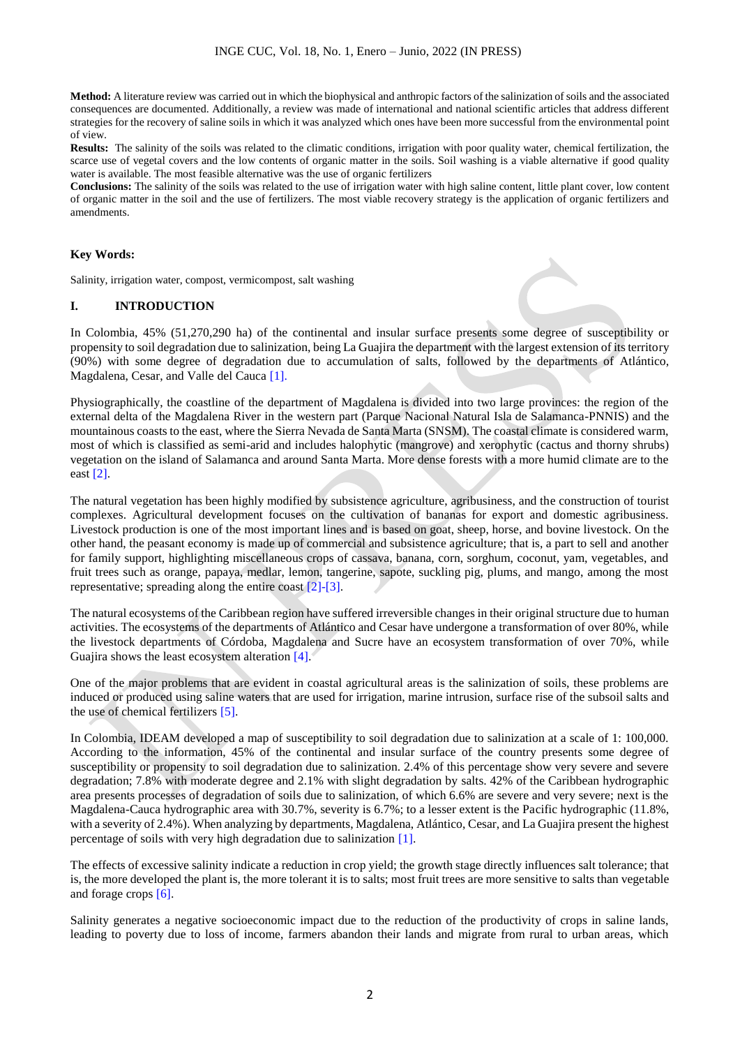**Method:** A literature review was carried out in which the biophysical and anthropic factors of the salinization of soils and the associated consequences are documented. Additionally, a review was made of international and national scientific articles that address different strategies for the recovery of saline soils in which it was analyzed which ones have been more successful from the environmental point of view.

**Results:** The salinity of the soils was related to the climatic conditions, irrigation with poor quality water, chemical fertilization, the scarce use of vegetal covers and the low contents of organic matter in the soils. Soil washing is a viable alternative if good quality water is available. The most feasible alternative was the use of organic fertilizers

**Conclusions:** The salinity of the soils was related to the use of irrigation water with high saline content, little plant cover, low content of organic matter in the soil and the use of fertilizers. The most viable recovery strategy is the application of organic fertilizers and amendments.

**Key Words:**

Salinity, irrigation water, compost, vermicompost, salt washing

## I. INTRODUCTION

In Colombia, 45% (51,270,290 ha) of the continental and insular surface presents some degree of susceptibility or propensity to soil degradation due to salinization, being La Guajira the department with the largest extension of its territory (90%) with some degree of degradation due to accumulation of salts, followed by the departments of Atlántico, Magdalena, Cesar, and Valle del Cauca [1].

Physiographically, the coastline of the department of Magdalena is divided into two large provinces: the region of the external delta of the Magdalena River in the western part (Parque Nacional Natural Isla de Salamanca-PNNIS) and the mountainous coasts to the east, where the Sierra Nevada de Santa Marta (SNSM). The coastal climate is considered warm, most of which is classified as semi-arid and includes halophytic (mangrove) and xerophytic (cactus and thorny shrubs) vegetation on the island of Salamanca and around Santa Marta. More dense forests with a more humid climate are to the east [2].

The natural vegetation has been highly modified by subsistence agriculture, agribusiness, and the construction of tourist complexes. Agricultural development focuses on the cultivation of bananas for export and domestic agribusiness. Livestock production is one of the most important lines and is based on goat, sheep, horse, and bovine livestock. On the other hand, the peasant economy is made up of commercial and subsistence agriculture; that is, a part to sell and another for family support, highlighting miscellaneous crops of cassava, banana, corn, sorghum, coconut, yam, vegetables, and fruit trees such as orange, papaya, medlar, lemon, tangerine, sapote, suckling pig, plums, and mango, among the most representative; spreading along the entire coast [2]-[3].

The natural ecosystems of the Caribbean region have suffered irreversible changes in their original structure due to human activities. The ecosystems of the departments of Atlántico and Cesar have undergone a transformation of over 80%, while the livestock departments of Córdoba, Magdalena and Sucre have an ecosystem transformation of over 70%, while Guajira shows the least ecosystem alteration [4].

One of the major problems that are evident in coastal agricultural areas is the salinization of soils, these problems are induced or produced using saline waters that are used for irrigation, marine intrusion, surface rise of the subsoil salts and the use of chemical fertilizers [5].

In Colombia, IDEAM developed a map of susceptibility to soil degradation due to salinization at a scale of 1: 100,000. According to the information, 45% of the continental and insular surface of the country presents some degree of susceptibility or propensity to soil degradation due to salinization. 2.4% of this percentage show very severe and severe degradation; 7.8% with moderate degree and 2.1% with slight degradation by salts. 42% of the Caribbean hydrographic area presents processes of degradation of soils due to salinization, of which 6.6% are severe and very severe; next is the Magdalena-Cauca hydrographic area with 30.7%, severity is 6.7%; to a lesser extent is the Pacific hydrographic (11.8%, with a severity of 2.4%). When analyzing by departments, Magdalena, Atlántico, Cesar, and La Guajira present the highest percentage of soils with very high degradation due to salinization [1].

The effects of excessive salinity indicate a reduction in crop yield; the growth stage directly influences salt tolerance; that is, the more developed the plant is, the more tolerant it is to salts; most fruit trees are more sensitive to salts than vegetable and forage crops [6].

Salinity generates a negative socioeconomic impact due to the reduction of the productivity of crops in saline lands, leading to poverty due to loss of income, farmers abandon their lands and migrate from rural to urban areas, which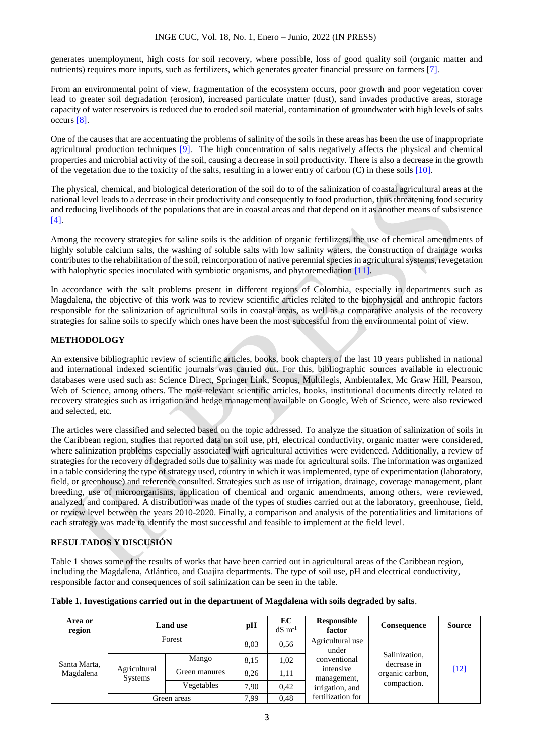generates unemployment, high costs for soil recovery, where possible, loss of good quality soil (organic matter and nutrients) requires more inputs, such as fertilizers, which generates greater financial pressure on farmers [7].

From an environmental point of view, fragmentation of the ecosystem occurs, poor growth and poor vegetation cover lead to greater soil degradation (erosion), increased particulate matter (dust), sand invades productive areas, storage capacity of water reservoirs is reduced due to eroded soil material, contamination of groundwater with high levels of salts occurs [8].

One of the causes that are accentuating the problems of salinity of the soils in these areas has been the use of inappropriate agricultural production techniques [9]. The high concentration of salts negatively affects the physical and chemical properties and microbial activity of the soil, causing a decrease in soil productivity. There is also a decrease in the growth of the vegetation due to the toxicity of the salts, resulting in a lower entry of carbon (C) in these soils [10].

The physical, chemical, and biological deterioration of the soil do to of the salinization of coastal agricultural areas at the national level leads to a decrease in their productivity and consequently to food production, thus threatening food security and reducing livelihoods of the populations that are in coastal areas and that depend on it as another means of subsistence [4].

Among the recovery strategies for saline soils is the addition of organic fertilizers, the use of chemical amendments of highly soluble calcium salts, the washing of soluble salts with low salinity waters, the construction of drainage works contributes to the rehabilitation of the soil, reincorporation of native perennial species in agricultural systems, revegetation with halophytic species inoculated with symbiotic organisms, and phytoremediation [11].

In accordance with the salt problems present in different regions of Colombia, especially in departments such as Magdalena, the objective of this work was to review scientific articles related to the biophysical and anthropic factors responsible for the salinization of agricultural soils in coastal areas, as well as a comparative analysis of the recovery strategies for saline soils to specify which ones have been the most successful from the environmental point of view.

## METHODOLOGY

An extensive bibliographic review of scientific articles, books, book chapters of the last 10 years published in national and international indexed scientific journals was carried out. For this, bibliographic sources available in electronic databases were used such as: Science Direct, Springer Link, Scopus, Multilegis, Ambientalex, Mc Graw Hill, Pearson, Web of Science, among others. The most relevant scientific articles, books, institutional documents directly related to recovery strategies such as irrigation and hedge management available on Google, Web of Science, were also reviewed and selected, etc.

The articles were classified and selected based on the topic addressed. To analyze the situation of salinization of soils in the Caribbean region, studies that reported data on soil use, pH, electrical conductivity, organic matter were considered, where salinization problems especially associated with agricultural activities were evidenced. Additionally, a review of strategies for the recovery of degraded soils due to salinity was made for agricultural soils. The information was organized in a table considering the type of strategy used, country in which it was implemented, type of experimentation (laboratory, field, or greenhouse) and reference consulted. Strategies such as use of irrigation, drainage, coverage management, plant breeding, use of microorganisms, application of chemical and organic amendments, among others, were reviewed, analyzed, and compared. A distribution was made of the types of studies carried out at the laboratory, greenhouse, field, or review level between the years 2010-2020. Finally, a comparison and analysis of the potentialities and limitations of each strategy was made to identify the most successful and feasible to implement at the field level.

## RESULTADOS Y DISCUSIÓN

Table 1 shows some of the results of works that have been carried out in agricultural areas of the Caribbean region, including the Magdalena, Atlántico, and Guajira departments. The type of soil use, pH and electrical conductivity, responsible factor and consequences of soil salinization can be seen in the table.

**Table 1. Investigations carried out in the department of Magdalena with soils degraded by salts**.

| Area or region | Land use | | pH | EC dS $m^{-1}$ | Responsible factor | Consequence | Source |
|---|---|---|---|---|---|---|---|
| Santa Marta, Magdalena | Forest | | 8,03 | 0,56 | Agricultural use under conventional intensive management, irrigation, and fertilization for | Salinization, decrease in organic carbon, compaction. | [12] |
| | Agricultural Systems | Mango | 8,15 | 1,02 | | | |
| | | Green manures | 8,26 | 1,11 | | | |
| | | Vegetables | 7,90 | 0,42 | | | |
| | Green areas | | 7,99 | 0,48 | | | |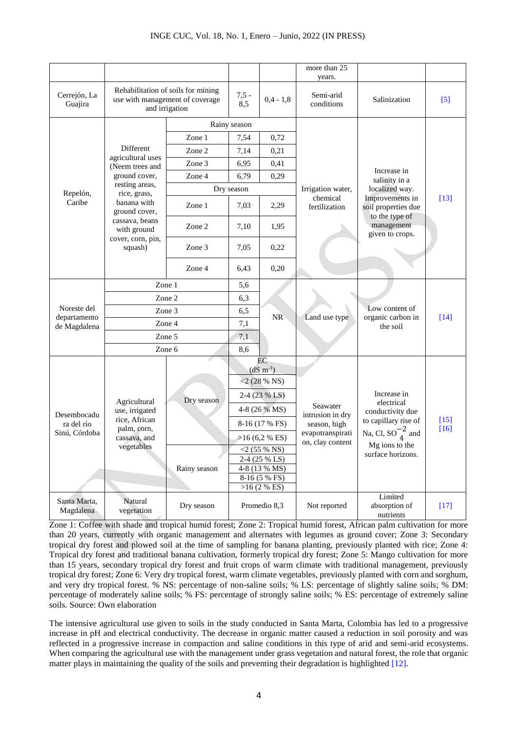| | | | | | | |
|---|---|---|---|---|---|---|
| | | | | more than 25 years. | | |
| Cerrejón, La Guajira | Rehabilitation of soils for mining use with management of coverage and irrigation | 7,5 - 8,5 | 0,4 - 1,8 | Semi-arid conditions | Salinization | [5] |
| Repelón, Caribe | Different agricultural uses (Neem trees and ground cover, resting areas, rice, grass, banana with ground cover, cassava, beans with ground cover, corn, pin, squash) | Rainy season | | Irrigation water, chemical fertilization | Increase in salinity in a localized way. Improvements in soil properties due to the type of management given to crops. | [13] |
| | | Zone 1 | 7,54 | 0,72 | | |
| | | Zone 2 | 7,14 | 0,21 | | |
| | | Zone 3 | 6,95 | 0,41 | | |
| | | Zone 4 | 6,79 | 0,29 | | |
| | | Dry season | | | | |
| | | Zone 1 | 7,03 | 2,29 | | |
| | | Zone 2 | 7,10 | 1,95 | | |
| | | Zone 3 | 7,05 | 0,22 | | |
| | | Zone 4 | 6,43 | 0,20 | | |
| Noreste del departamento de Magdalena | Zone 1 | 5,6 | NR | Land use type | Low content of organic carbon in the soil | [14] |
| | Zone 2 | 6,3 | | | | |
| | Zone 3 | 6,5 | | | | |
| | Zone 4 | 7,1 | | | | |
| | Zone 5 | 7,1 | | | | |
| | Zone 6 | 8,6 | | | | |
| Desembocadura del río Sinú, Córdoba | Agricultural use, irrigated rice, African palm, corn, cassava, and vegetables | Dry season | EC ($dS\ m^{-1}$) | Seawater intrusion in dry season, high evapotranspiration, clay content | Increase in electrical conductivity due to capillary rise of Na, Cl, $SO_4^{-2}$ and Mg ions to the surface horizons. | [15] [16] |
| | | | <2 (28 % NS) | | | |
| | | | 2-4 (23 % LS) | | | |
| | | | 4-8 (26 % MS) | | | |
| | | | 8-16 (17 % FS) | | | |
| | | | >16 (6,2 % ES) | | | |
| | | Rainy season | <2 (55 % NS) | | | |
| | | | 2-4 (25 % LS) | | | |
| | | | 4-8 (13 % MS) | | | |
| | | | 8-16 (5 % FS) | | | |
| | | | >16 (2 % ES) | | | |
| Santa Marta, Magdalena | Natural vegetation | Dry season | Promedio 8,3 | Not reported | Limited absorption of nutrients | [17] |

Zone 1: Coffee with shade and tropical humid forest; Zone 2: Tropical humid forest, African palm cultivation for more than 20 years, currently with organic management and alternates with legumes as ground cover; Zone 3: Secondary tropical dry forest and plowed soil at the time of sampling for banana planting, previously planted with rice; Zone 4: Tropical dry forest and traditional banana cultivation, formerly tropical dry forest; Zone 5: Mango cultivation for more than 15 years, secondary tropical dry forest and fruit crops of warm climate with traditional management, previously tropical dry forest; Zone 6: Very dry tropical forest, warm climate vegetables, previously planted with corn and sorghum, and very dry tropical forest. % NS: percentage of non-saline soils; % LS: percentage of slightly saline soils; % DM: percentage of moderately saline soils; % FS: percentage of strongly saline soils; % ES: percentage of extremely saline soils. Source: Own elaboration

The intensive agricultural use given to soils in the study conducted in Santa Marta, Colombia has led to a progressive increase in pH and electrical conductivity. The decrease in organic matter caused a reduction in soil porosity and was reflected in a progressive increase in compaction and saline conditions in this type of arid and semi-arid ecosystems. When comparing the agricultural use with the management under grass vegetation and natural forest, the role that organic matter plays in maintaining the quality of the soils and preventing their degradation is highlighted [12].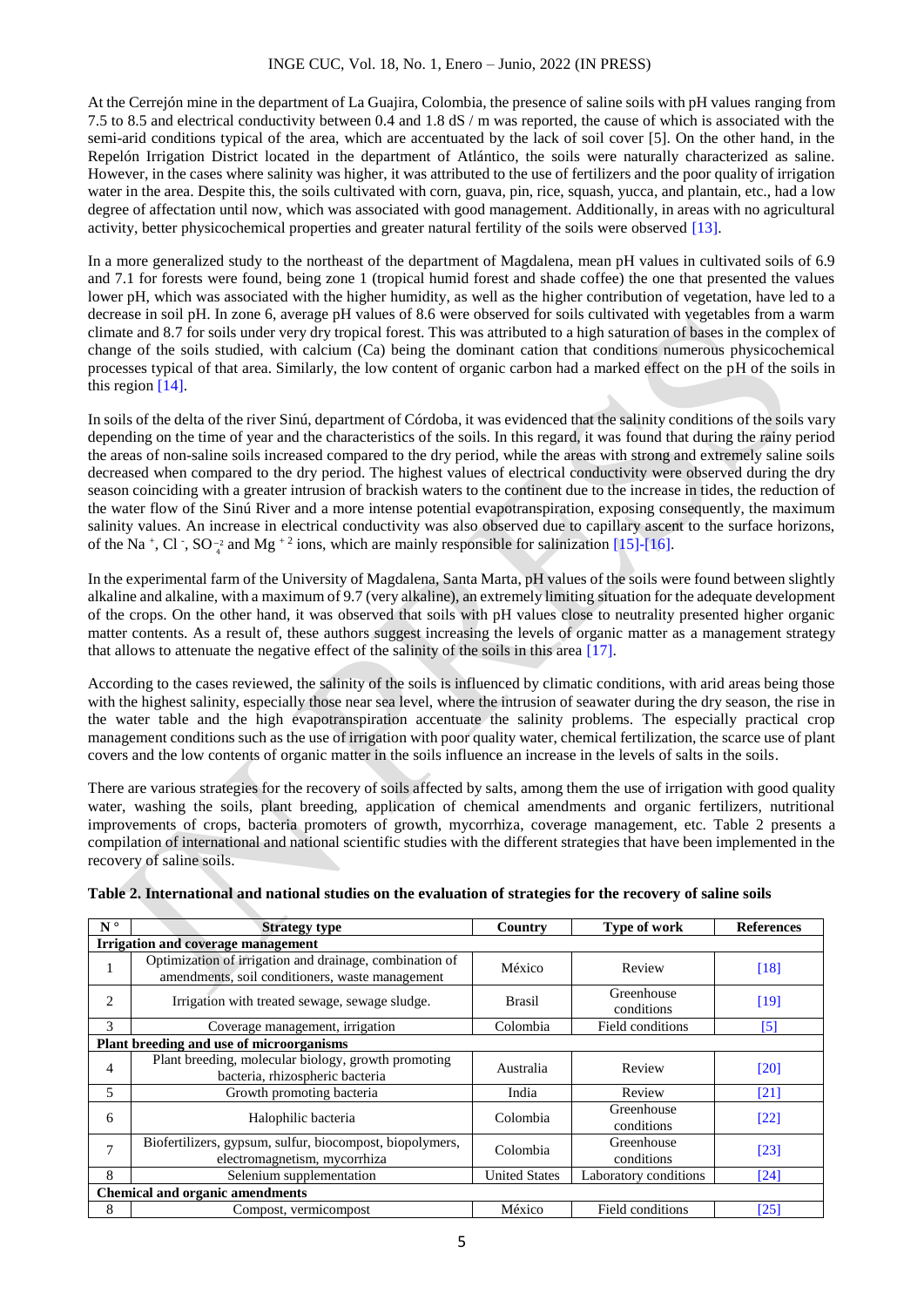At the Cerrejón mine in the department of La Guajira, Colombia, the presence of saline soils with pH values ranging from 7.5 to 8.5 and electrical conductivity between 0.4 and 1.8 dS / m was reported, the cause of which is associated with the semi-arid conditions typical of the area, which are accentuated by the lack of soil cover [5]. On the other hand, in the Repelón Irrigation District located in the department of Atlántico, the soils were naturally characterized as saline. However, in the cases where salinity was higher, it was attributed to the use of fertilizers and the poor quality of irrigation water in the area. Despite this, the soils cultivated with corn, guava, pin, rice, squash, yucca, and plantain, etc., had a low degree of affectation until now, which was associated with good management. Additionally, in areas with no agricultural activity, better physicochemical properties and greater natural fertility of the soils were observed [13].

In a more generalized study to the northeast of the department of Magdalena, mean pH values in cultivated soils of 6.9 and 7.1 for forests were found, being zone 1 (tropical humid forest and shade coffee) the one that presented the values lower pH, which was associated with the higher humidity, as well as the higher contribution of vegetation, have led to a decrease in soil pH. In zone 6, average pH values of 8.6 were observed for soils cultivated with vegetables from a warm climate and 8.7 for soils under very dry tropical forest. This was attributed to a high saturation of bases in the complex of change of the soils studied, with calcium (Ca) being the dominant cation that conditions numerous physicochemical processes typical of that area. Similarly, the low content of organic carbon had a marked effect on the pH of the soils in this region [14].

In soils of the delta of the river Sinú, department of Córdoba, it was evidenced that the salinity conditions of the soils vary depending on the time of year and the characteristics of the soils. In this regard, it was found that during the rainy period the areas of non-saline soils increased compared to the dry period, while the areas with strong and extremely saline soils decreased when compared to the dry period. The highest values of electrical conductivity were observed during the dry season coinciding with a greater intrusion of brackish waters to the continent due to the increase in tides, the reduction of the water flow of the Sinú River and a more intense potential evapotranspiration, exposing consequently, the maximum salinity values. An increase in electrical conductivity was also observed due to capillary ascent to the surface horizons, of the $Na^{+}$, $Cl^{-}$, $SO_4^{-2}$ and $Mg^{+2}$ ions, which are mainly responsible for salinization [15]-[16].

In the experimental farm of the University of Magdalena, Santa Marta, pH values of the soils were found between slightly alkaline and alkaline, with a maximum of 9.7 (very alkaline), an extremely limiting situation for the adequate development of the crops. On the other hand, it was observed that soils with pH values close to neutrality presented higher organic matter contents. As a result of, these authors suggest increasing the levels of organic matter as a management strategy that allows to attenuate the negative effect of the salinity of the soils in this area [17].

According to the cases reviewed, the salinity of the soils is influenced by climatic conditions, with arid areas being those with the highest salinity, especially those near sea level, where the intrusion of seawater during the dry season, the rise in the water table and the high evapotranspiration accentuate the salinity problems. The especially practical crop management conditions such as the use of irrigation with poor quality water, chemical fertilization, the scarce use of plant covers and the low contents of organic matter in the soils influence an increase in the levels of salts in the soils.

There are various strategies for the recovery of soils affected by salts, among them the use of irrigation with good quality water, washing the soils, plant breeding, application of chemical amendments and organic fertilizers, nutritional improvements of crops, bacteria promoters of growth, mycorrhiza, coverage management, etc. Table 2 presents a compilation of international and national scientific studies with the different strategies that have been implemented in the recovery of saline soils.

**Table 2. International and national studies on the evaluation of strategies for the recovery of saline soils**

| N° | Strategy type | Country | Type of work | References |
|---|---|---|---|---|
| **Irrigation and coverage management** | | | | |
| 1 | Optimization of irrigation and drainage, combination of amendments, soil conditioners, waste management | México | Review | [18] |
| 2 | Irrigation with treated sewage, sewage sludge. | Brasil | Greenhouse conditions | [19] |
| 3 | Coverage management, irrigation | Colombia | Field conditions | [5] |
| **Plant breeding and use of microorganisms** | | | | |
| 4 | Plant breeding, molecular biology, growth promoting bacteria, rhizospheric bacteria | Australia | Review | [20] |
| 5 | Growth promoting bacteria | India | Review | [21] |
| 6 | Halophilic bacteria | Colombia | Greenhouse conditions | [22] |
| 7 | Biofertilizers, gypsum, sulfur, biocompost, biopolymers, electromagnetism, mycorrhiza | Colombia | Greenhouse conditions | [23] |
| 8 | Selenium supplementation | United States | Laboratory conditions | [24] |
| **Chemical and organic amendments** | | | | |
| 8 | Compost, vermicompost | México | Field conditions | [25] |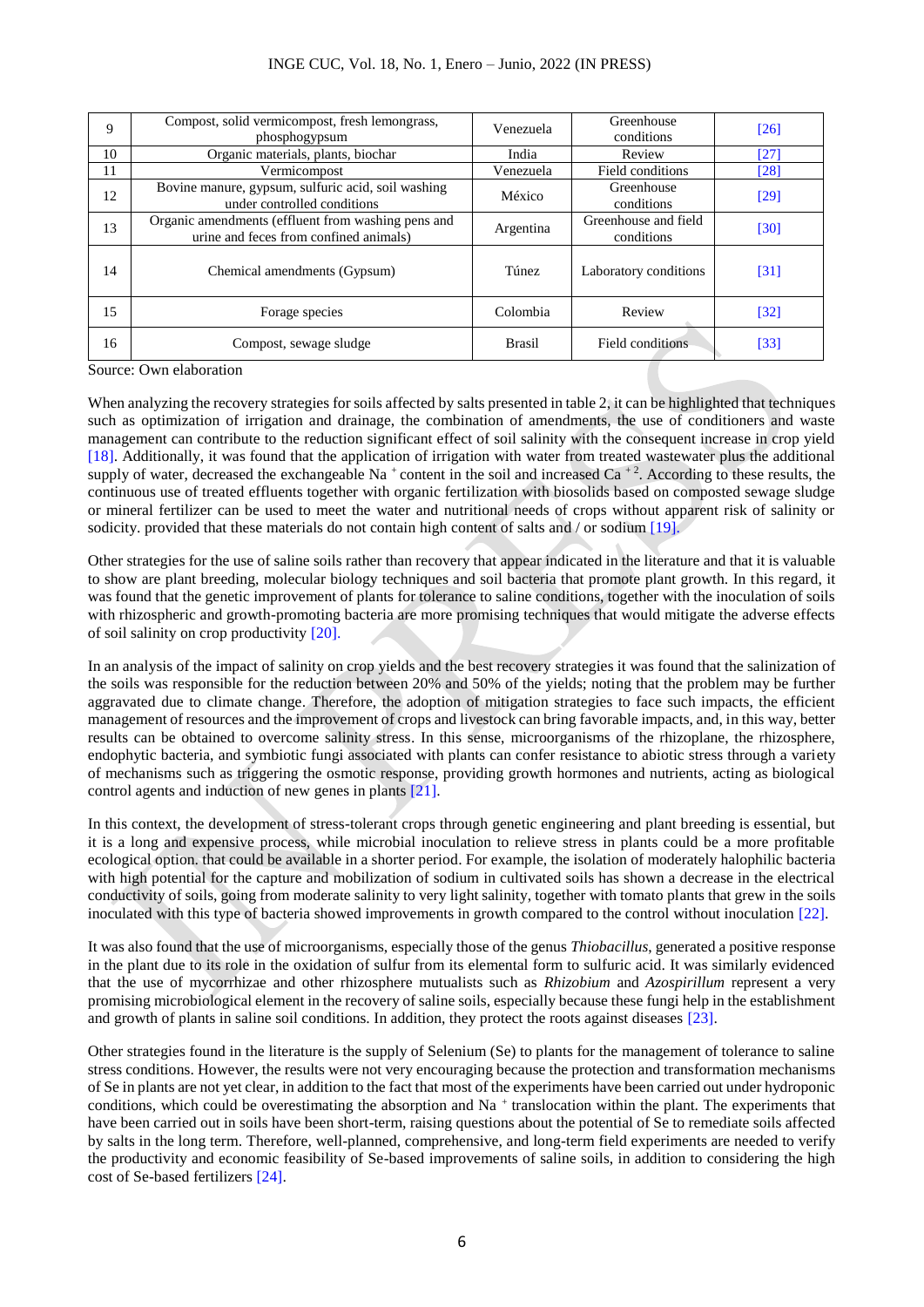| 9 | Compost, solid vermicompost, fresh lemongrass, phosphogypsum | Venezuela | Greenhouse conditions | [26] |
|---|---|---|---|---|
| 10 | Organic materials, plants, biochar | India | Review | [27] |
| 11 | Vermicompost | Venezuela | Field conditions | [28] |
| 12 | Bovine manure, gypsum, sulfuric acid, soil washing under controlled conditions | México | Greenhouse conditions | [29] |
| 13 | Organic amendments (effluent from washing pens and urine and feces from confined animals) | Argentina | Greenhouse and field conditions | [30] |
| 14 | Chemical amendments (Gypsum) | Túnez | Laboratory conditions | [31] |
| 15 | Forage species | Colombia | Review | [32] |
| 16 | Compost, sewage sludge | Brasil | Field conditions | [33] |

Source: Own elaboration

When analyzing the recovery strategies for soils affected by salts presented in table 2, it can be highlighted that techniques such as optimization of irrigation and drainage, the combination of amendments, the use of conditioners and waste management can contribute to the reduction significant effect of soil salinity with the consequent increase in crop yield [18]. Additionally, it was found that the application of irrigation with water from treated wastewater plus the additional supply of water, decreased the exchangeable $Na^{+}$ content in the soil and increased $Ca^{+2}$. According to these results, the continuous use of treated effluents together with organic fertilization with biosolids based on composted sewage sludge or mineral fertilizer can be used to meet the water and nutritional needs of crops without apparent risk of salinity or sodicity. provided that these materials do not contain high content of salts and / or sodium [19].

Other strategies for the use of saline soils rather than recovery that appear indicated in the literature and that it is valuable to show are plant breeding, molecular biology techniques and soil bacteria that promote plant growth. In this regard, it was found that the genetic improvement of plants for tolerance to saline conditions, together with the inoculation of soils with rhizospheric and growth-promoting bacteria are more promising techniques that would mitigate the adverse effects of soil salinity on crop productivity [20].

In an analysis of the impact of salinity on crop yields and the best recovery strategies it was found that the salinization of the soils was responsible for the reduction between 20% and 50% of the yields; noting that the problem may be further aggravated due to climate change. Therefore, the adoption of mitigation strategies to face such impacts, the efficient management of resources and the improvement of crops and livestock can bring favorable impacts, and, in this way, better results can be obtained to overcome salinity stress. In this sense, microorganisms of the rhizoplane, the rhizosphere, endophytic bacteria, and symbiotic fungi associated with plants can confer resistance to abiotic stress through a variety of mechanisms such as triggering the osmotic response, providing growth hormones and nutrients, acting as biological control agents and induction of new genes in plants [21].

In this context, the development of stress-tolerant crops through genetic engineering and plant breeding is essential, but it is a long and expensive process, while microbial inoculation to relieve stress in plants could be a more profitable ecological option. that could be available in a shorter period. For example, the isolation of moderately halophilic bacteria with high potential for the capture and mobilization of sodium in cultivated soils has shown a decrease in the electrical conductivity of soils, going from moderate salinity to very light salinity, together with tomato plants that grew in the soils inoculated with this type of bacteria showed improvements in growth compared to the control without inoculation [22].

It was also found that the use of microorganisms, especially those of the genus *Thiobacillus*, generated a positive response in the plant due to its role in the oxidation of sulfur from its elemental form to sulfuric acid. It was similarly evidenced that the use of mycorrhizae and other rhizosphere mutualists such as *Rhizobium* and *Azospirillum* represent a very promising microbiological element in the recovery of saline soils, especially because these fungi help in the establishment and growth of plants in saline soil conditions. In addition, they protect the roots against diseases [23].

Other strategies found in the literature is the supply of Selenium (Se) to plants for the management of tolerance to saline stress conditions. However, the results were not very encouraging because the protection and transformation mechanisms of Se in plants are not yet clear, in addition to the fact that most of the experiments have been carried out under hydroponic conditions, which could be overestimating the absorption and $Na^{+}$ translocation within the plant. The experiments that have been carried out in soils have been short-term, raising questions about the potential of Se to remediate soils affected by salts in the long term. Therefore, well-planned, comprehensive, and long-term field experiments are needed to verify the productivity and economic feasibility of Se-based improvements of saline soils, in addition to considering the high cost of Se-based fertilizers [24].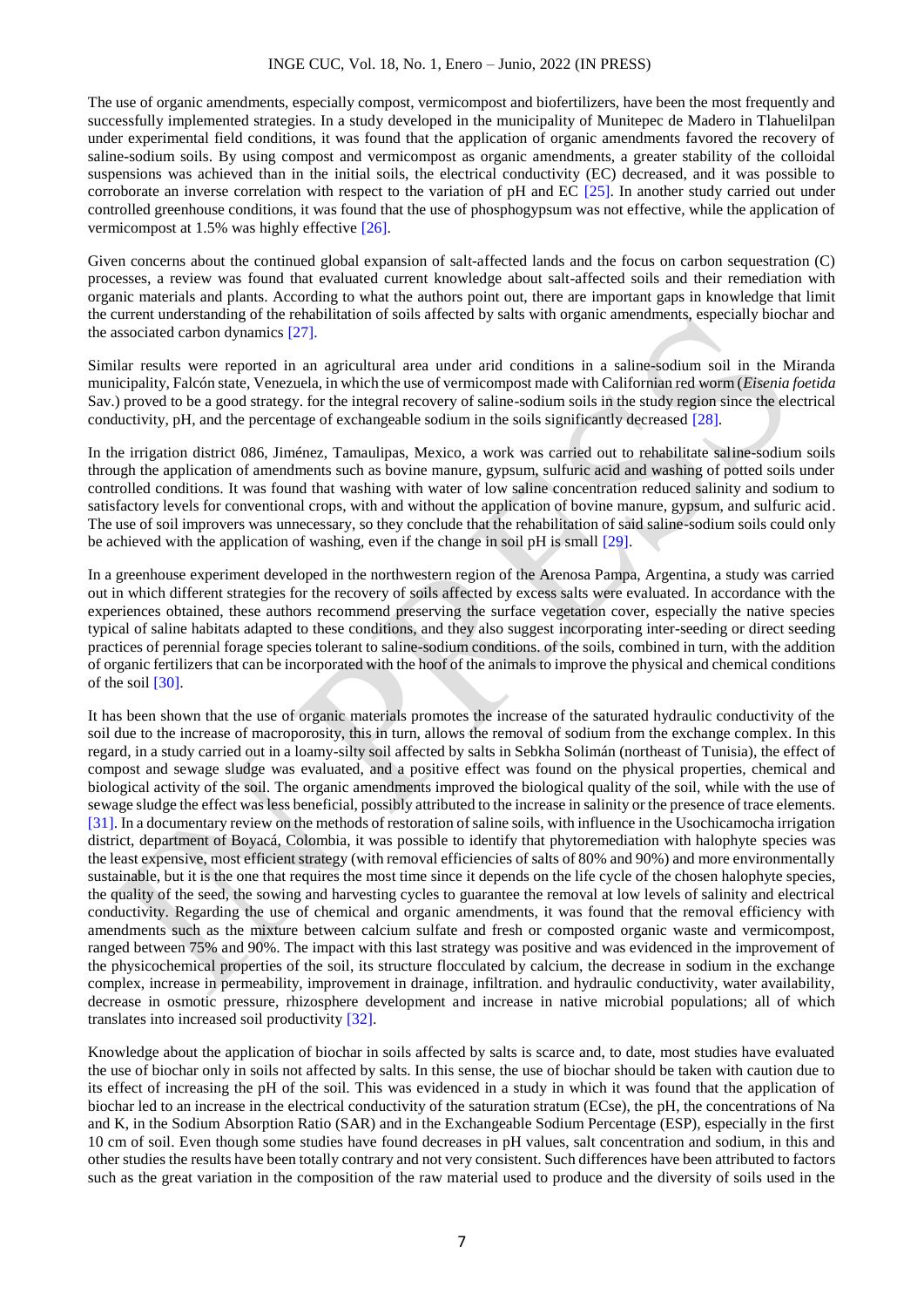The use of organic amendments, especially compost, vermicompost and biofertilizers, have been the most frequently and successfully implemented strategies. In a study developed in the municipality of Munitepec de Madero in Tlahuelilpan under experimental field conditions, it was found that the application of organic amendments favored the recovery of saline-sodium soils. By using compost and vermicompost as organic amendments, a greater stability of the colloidal suspensions was achieved than in the initial soils, the electrical conductivity (EC) decreased, and it was possible to corroborate an inverse correlation with respect to the variation of pH and EC [25]. In another study carried out under controlled greenhouse conditions, it was found that the use of phosphogypsum was not effective, while the application of vermicompost at 1.5% was highly effective [26].

Given concerns about the continued global expansion of salt-affected lands and the focus on carbon sequestration (C) processes, a review was found that evaluated current knowledge about salt-affected soils and their remediation with organic materials and plants. According to what the authors point out, there are important gaps in knowledge that limit the current understanding of the rehabilitation of soils affected by salts with organic amendments, especially biochar and the associated carbon dynamics [27].

Similar results were reported in an agricultural area under arid conditions in a saline-sodium soil in the Miranda municipality, Falcón state, Venezuela, in which the use of vermicompost made with Californian red worm (*Eisenia foetida* Sav.) proved to be a good strategy. for the integral recovery of saline-sodium soils in the study region since the electrical conductivity, pH, and the percentage of exchangeable sodium in the soils significantly decreased [28].

In the irrigation district 086, Jiménez, Tamaulipas, Mexico, a work was carried out to rehabilitate saline-sodium soils through the application of amendments such as bovine manure, gypsum, sulfuric acid and washing of potted soils under controlled conditions. It was found that washing with water of low saline concentration reduced salinity and sodium to satisfactory levels for conventional crops, with and without the application of bovine manure, gypsum, and sulfuric acid. The use of soil improvers was unnecessary, so they conclude that the rehabilitation of said saline-sodium soils could only be achieved with the application of washing, even if the change in soil pH is small [29].

In a greenhouse experiment developed in the northwestern region of the Arenosa Pampa, Argentina, a study was carried out in which different strategies for the recovery of soils affected by excess salts were evaluated. In accordance with the experiences obtained, these authors recommend preserving the surface vegetation cover, especially the native species typical of saline habitats adapted to these conditions, and they also suggest incorporating inter-seeding or direct seeding practices of perennial forage species tolerant to saline-sodium conditions. of the soils, combined in turn, with the addition of organic fertilizers that can be incorporated with the hoof of the animals to improve the physical and chemical conditions of the soil [30].

It has been shown that the use of organic materials promotes the increase of the saturated hydraulic conductivity of the soil due to the increase of macroporosity, this in turn, allows the removal of sodium from the exchange complex. In this regard, in a study carried out in a loamy-silty soil affected by salts in Sebkha Solimán (northeast of Tunisia), the effect of compost and sewage sludge was evaluated, and a positive effect was found on the physical properties, chemical and biological activity of the soil. The organic amendments improved the biological quality of the soil, while with the use of sewage sludge the effect was less beneficial, possibly attributed to the increase in salinity or the presence of trace elements. [31]. In a documentary review on the methods of restoration of saline soils, with influence in the Usochicamocha irrigation district, department of Boyacá, Colombia, it was possible to identify that phytoremediation with halophyte species was the least expensive, most efficient strategy (with removal efficiencies of salts of 80% and 90%) and more environmentally sustainable, but it is the one that requires the most time since it depends on the life cycle of the chosen halophyte species, the quality of the seed, the sowing and harvesting cycles to guarantee the removal at low levels of salinity and electrical conductivity. Regarding the use of chemical and organic amendments, it was found that the removal efficiency with amendments such as the mixture between calcium sulfate and fresh or composted organic waste and vermicompost, ranged between 75% and 90%. The impact with this last strategy was positive and was evidenced in the improvement of the physicochemical properties of the soil, its structure flocculated by calcium, the decrease in sodium in the exchange complex, increase in permeability, improvement in drainage, infiltration. and hydraulic conductivity, water availability, decrease in osmotic pressure, rhizosphere development and increase in native microbial populations; all of which translates into increased soil productivity [32].

Knowledge about the application of biochar in soils affected by salts is scarce and, to date, most studies have evaluated the use of biochar only in soils not affected by salts. In this sense, the use of biochar should be taken with caution due to its effect of increasing the pH of the soil. This was evidenced in a study in which it was found that the application of biochar led to an increase in the electrical conductivity of the saturation stratum (ECse), the pH, the concentrations of Na and K, in the Sodium Absorption Ratio (SAR) and in the Exchangeable Sodium Percentage (ESP), especially in the first 10 cm of soil. Even though some studies have found decreases in pH values, salt concentration and sodium, in this and other studies the results have been totally contrary and not very consistent. Such differences have been attributed to factors such as the great variation in the composition of the raw material used to produce and the diversity of soils used in the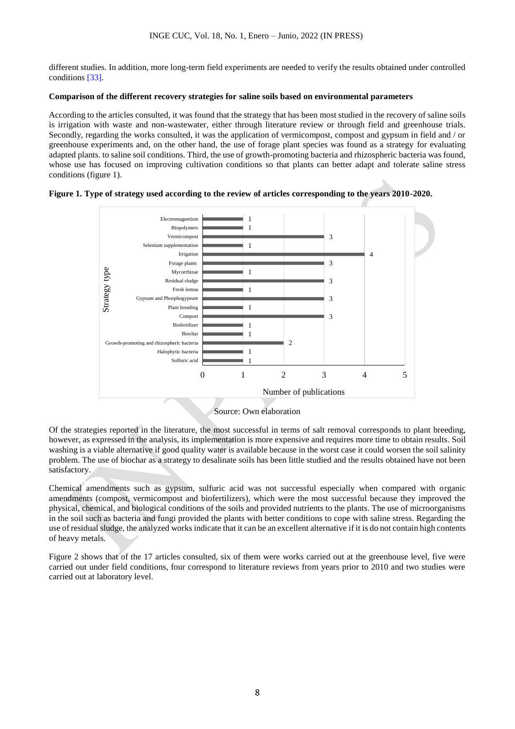different studies. In addition, more long-term field experiments are needed to verify the results obtained under controlled conditions [33].

**Comparison of the different recovery strategies for saline soils based on environmental parameters**

According to the articles consulted, it was found that the strategy that has been most studied in the recovery of saline soils is irrigation with waste and non-wastewater, either through literature review or through field and greenhouse trials. Secondly, regarding the works consulted, it was the application of vermicompost, compost and gypsum in field and / or greenhouse experiments and, on the other hand, the use of forage plant species was found as a strategy for evaluating adapted plants. to saline soil conditions. Third, the use of growth-promoting bacteria and rhizospheric bacteria was found, whose use has focused on improving cultivation conditions so that plants can better adapt and tolerate saline stress conditions (figure 1).

**Figure 1. Type of strategy used according to the review of articles corresponding to the years 2010-2020.**

| Strategy type | Number of publications |
|---|---|
| Electromagnetism | 1 |
| Biopolymers | 1 |
| Vermicompost | 3 |
| Selenium supplementation | 1 |
| Irrigation | 4 |
| Forage plants | 3 |
| Mycorrhizae | 1 |
| Residual sludge | 3 |
| Fresh lemna | 1 |
| Gypsum and Phosphogypsum | 3 |
| Plant breeding | 1 |
| Compost | 3 |
| Biofertilizer | 1 |
| Biochar | 1 |
| Growth-promoting and rhizospheric bacteria | 2 |
| Halophytic bacteria | 1 |
| Sulfuric acid | 1 |

Source: Own elaboration

Of the strategies reported in the literature, the most successful in terms of salt removal corresponds to plant breeding, however, as expressed in the analysis, its implementation is more expensive and requires more time to obtain results. Soil washing is a viable alternative if good quality water is available because in the worst case it could worsen the soil salinity problem. The use of biochar as a strategy to desalinate soils has been little studied and the results obtained have not been satisfactory.

Chemical amendments such as gypsum, sulfuric acid was not successful especially when compared with organic amendments (compost, vermicompost and biofertilizers), which were the most successful because they improved the physical, chemical, and biological conditions of the soils and provided nutrients to the plants. The use of microorganisms in the soil such as bacteria and fungi provided the plants with better conditions to cope with saline stress. Regarding the use of residual sludge, the analyzed works indicate that it can be an excellent alternative if it is do not contain high contents of heavy metals.

Figure 2 shows that of the 17 articles consulted, six of them were works carried out at the greenhouse level, five were carried out under field conditions, four correspond to literature reviews from years prior to 2010 and two studies were carried out at laboratory level.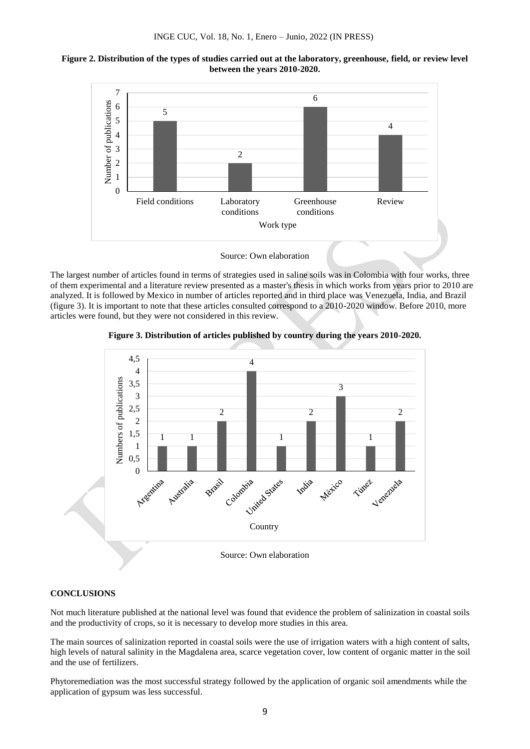**Figure 2. Distribution of the types of studies carried out at the laboratory, greenhouse, field, or review level between the years 2010-2020.**

Source: Own elaboration

The largest number of articles found in terms of strategies used in saline soils was in Colombia with four works, three of them experimental and a literature review presented as a master's thesis in which works from years prior to 2010 are analyzed. It is followed by Mexico in number of articles reported and in third place was Venezuela, India, and Brazil (figure 3). It is important to note that these articles consulted correspond to a 2010-2020 window. Before 2010, more articles were found, but they were not considered in this review.

**Figure 3. Distribution of articles published by country during the years 2010-2020.**

Source: Own elaboration

## CONCLUSIONS

Not much literature published at the national level was found that evidence the problem of salinization in coastal soils and the productivity of crops, so it is necessary to develop more studies in this area.

The main sources of salinization reported in coastal soils were the use of irrigation waters with a high content of salts, high levels of natural salinity in the Magdalena area, scarce vegetation cover, low content of organic matter in the soil and the use of fertilizers.

Phytoremediation was the most successful strategy followed by the application of organic soil amendments while the application of gypsum was less successful.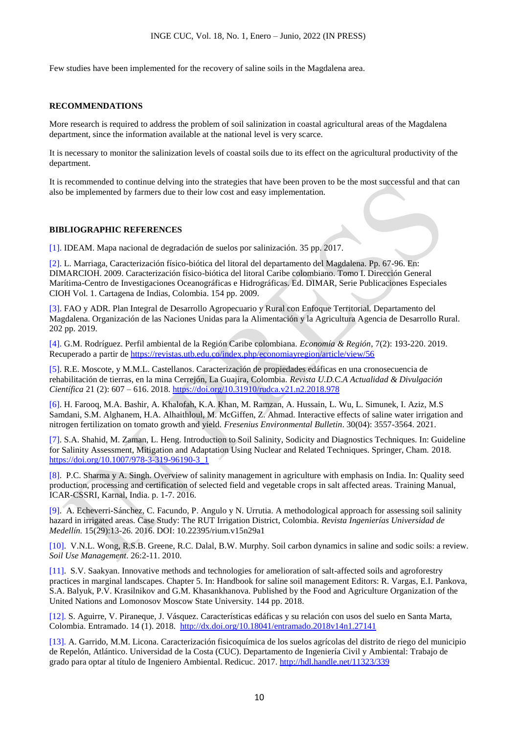Few studies have been implemented for the recovery of saline soils in the Magdalena area.

## RECOMMENDATIONS

More research is required to address the problem of soil salinization in coastal agricultural areas of the Magdalena department, since the information available at the national level is very scarce.

It is necessary to monitor the salinization levels of coastal soils due to its effect on the agricultural productivity of the department.

It is recommended to continue delving into the strategies that have been proven to be the most successful and that can also be implemented by farmers due to their low cost and easy implementation.

## BIBLIOGRAPHIC REFERENCES

[1]. IDEAM. Mapa nacional de degradación de suelos por salinización. 35 pp. 2017.

[2]. L. Marriaga, Caracterización físico-biótica del litoral del departamento del Magdalena. Pp. 67-96. En: DIMARCIOH. 2009. Caracterización físico-biótica del litoral Caribe colombiano. Tomo I. Dirección General Marítima-Centro de Investigaciones Oceanográficas e Hidrográficas. Ed. DIMAR, Serie Publicaciones Especiales CIOH Vol. 1. Cartagena de Indias, Colombia. 154 pp. 2009.

[3]. FAO y ADR. Plan Integral de Desarrollo Agropecuario y Rural con Enfoque Territorial. Departamento del Magdalena. Organización de las Naciones Unidas para la Alimentación y la Agricultura Agencia de Desarrollo Rural. 202 pp. 2019.

[4]. G.M. Rodríguez. Perfil ambiental de la Región Caribe colombiana. *Economía & Región*, 7(2): 193-220. 2019. Recuperado a partir de https://revistas.utb.edu.co/index.php/economiayregion/article/view/56

[5]. R.E. Moscote, y M.M.L. Castellanos. Caracterización de propiedades edáficas en una cronosecuencia de rehabilitación de tierras, en la mina Cerrejón, La Guajira, Colombia. *Revista U.D.C.A Actualidad & Divulgación Científica* 21 (2): 607 – 616. 2018. https://doi.org/10.31910/rudca.v21.n2.2018.978

[6]. H. Farooq, M.A. Bashir, A. Khalofah, K.A. Khan, M. Ramzan, A. Hussain, L. Wu, L. Simunek, I. Aziz, M.S Samdani, S.M. Alghanem, H.A. Alhaithloul, M. McGiffen, Z. Ahmad. Interactive effects of saline water irrigation and nitrogen fertilization on tomato growth and yield. *Fresenius Environmental Bulletin*. 30(04): 3557-3564. 2021.

[7]. S.A. Shahid, M. Zaman, L. Heng. Introduction to Soil Salinity, Sodicity and Diagnostics Techniques. In: Guideline for Salinity Assessment, Mitigation and Adaptation Using Nuclear and Related Techniques. Springer, Cham. 2018. https://doi.org/10.1007/978-3-319-96190-3_1

[8]. P.C. Sharma y A. Singh. Overview of salinity management in agriculture with emphasis on India. In: Quality seed production, processing and certification of selected field and vegetable crops in salt affected areas. Training Manual, ICAR-CSSRI, Karnal, India. p. 1-7. 2016.

[9]. A. Echeverri-Sánchez, C. Facundo, P. Angulo y N. Urrutia. A methodological approach for assessing soil salinity hazard in irrigated areas. Case Study: The RUT Irrigation District, Colombia. *Revista Ingenierías Universidad de Medellín.* 15(29):13-26. 2016. DOI: 10.22395/rium.v15n29a1

[10]. V.N.L. Wong, R.S.B. Greene, R.C. Dalal, B.W. Murphy. Soil carbon dynamics in saline and sodic soils: a review. *Soil Use Management*. 26:2-11. 2010.

[11]. S.V. Saakyan. Innovative methods and technologies for amelioration of salt-affected soils and agroforestry practices in marginal landscapes. Chapter 5. In: Handbook for saline soil management Editors: R. Vargas, E.I. Pankova, S.A. Balyuk, P.V. Krasilnikov and G.M. Khasankhanova. Published by the Food and Agriculture Organization of the United Nations and Lomonosov Moscow State University. 144 pp. 2018.

[12]. S. Aguirre, V. Piraneque, J. Vásquez. Características edáficas y su relación con usos del suelo en Santa Marta, Colombia. Entramado. 14 (1). 2018. http://dx.doi.org/10.18041/entramado.2018v14n1.27141

[13]. A. Garrido, M.M. Licona. Caracterización fisicoquímica de los suelos agrícolas del distrito de riego del municipio de Repelón, Atlántico. Universidad de la Costa (CUC). Departamento de Ingeniería Civil y Ambiental: Trabajo de grado para optar al título de Ingeniero Ambiental. Redicuc. 2017. http://hdl.handle.net/11323/339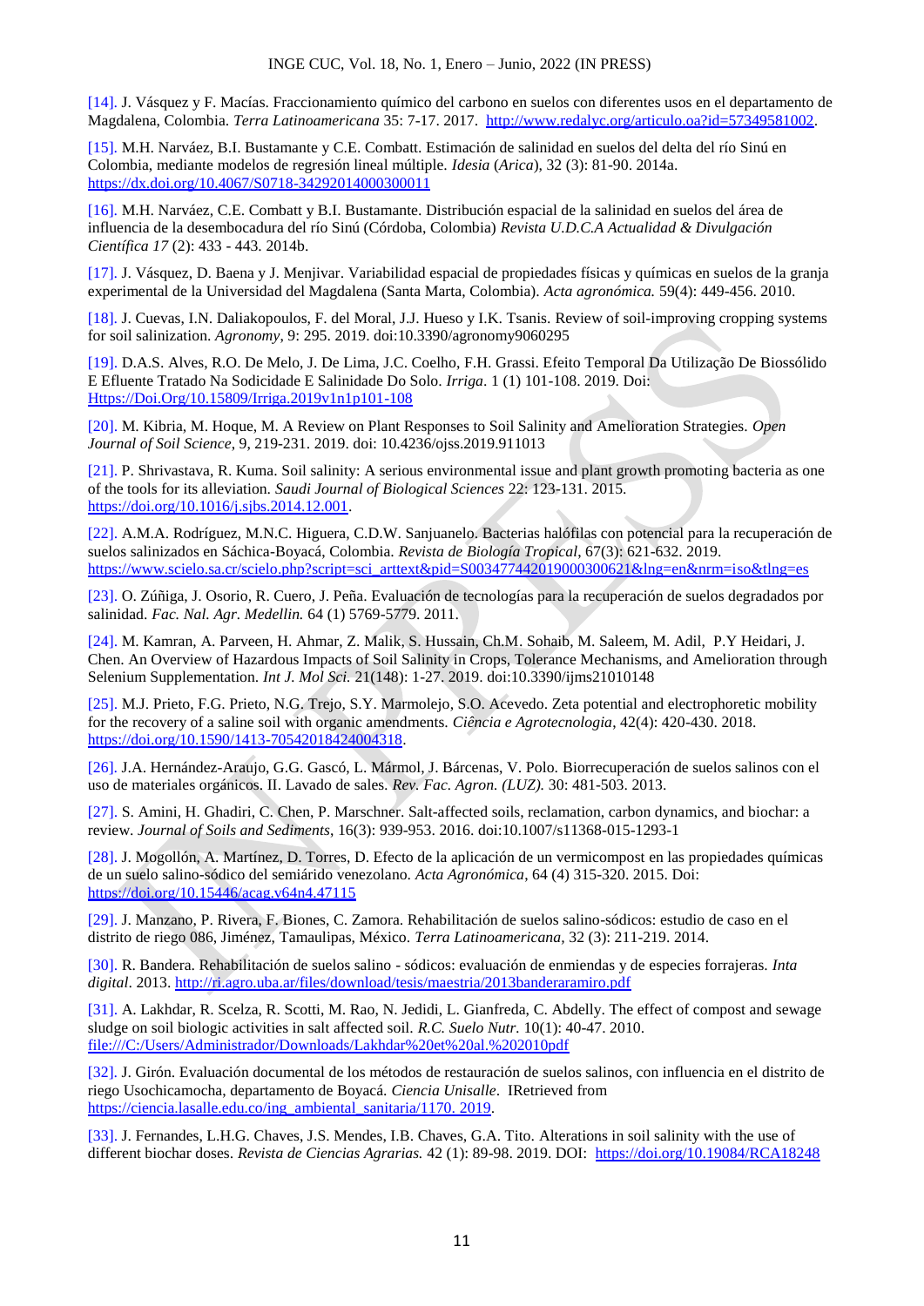[14]. J. Vásquez y F. Macías. Fraccionamiento químico del carbono en suelos con diferentes usos en el departamento de Magdalena, Colombia. *Terra Latinoamericana* 35: 7-17. 2017. http://www.redalyc.org/articulo.oa?id=57349581002.

[15]. M.H. Narváez, B.I. Bustamante y C.E. Combatt. Estimación de salinidad en suelos del delta del río Sinú en Colombia, mediante modelos de regresión lineal múltiple. *Idesia* (*Arica*), 32 (3): 81-90. 2014a. https://dx.doi.org/10.4067/S0718-34292014000300011

[16]. M.H. Narváez, C.E. Combatt y B.I. Bustamante. Distribución espacial de la salinidad en suelos del área de influencia de la desembocadura del río Sinú (Córdoba, Colombia) *Revista U.D.C.A Actualidad & Divulgación Científica 17* (2): 433 - 443. 2014b.

[17]. J. Vásquez, D. Baena y J. Menjivar. Variabilidad espacial de propiedades físicas y químicas en suelos de la granja experimental de la Universidad del Magdalena (Santa Marta, Colombia). *Acta agronómica.* 59(4): 449-456. 2010.

[18]. J. Cuevas, I.N. Daliakopoulos, F. del Moral, J.J. Hueso y I.K. Tsanis. Review of soil-improving cropping systems for soil salinization. *Agronomy,* 9: 295. 2019. doi:10.3390/agronomy9060295

[19]. D.A.S. Alves, R.O. De Melo, J. De Lima, J.C. Coelho, F.H. Grassi. Efeito Temporal Da Utilização De Biossólido E Efluente Tratado Na Sodicidade E Salinidade Do Solo. *Irriga*. 1 (1) 101-108. 2019. Doi: Https://Doi.Org/10.15809/Irriga.2019v1n1p101-108

[20]. M. Kibria, M. Hoque, M. A Review on Plant Responses to Soil Salinity and Amelioration Strategies. *Open Journal of Soil Science,* 9, 219-231. 2019. doi: 10.4236/ojss.2019.911013

[21]. P. Shrivastava, R. Kuma. Soil salinity: A serious environmental issue and plant growth promoting bacteria as one of the tools for its alleviation. *Saudi Journal of Biological Sciences* 22: 123-131. 2015. https://doi.org/10.1016/j.sjbs.2014.12.001.

[22]. A.M.A. Rodríguez, M.N.C. Higuera, C.D.W. Sanjuanelo. Bacterias halófilas con potencial para la recuperación de suelos salinizados en Sáchica-Boyacá, Colombia. *Revista de Biología Tropical*, 67(3): 621-632. 2019. https://www.scielo.sa.cr/scielo.php?script=sci_arttext&pid=S0034774420190003006​21&lng=en&nrm=iso&tlng=es

[23]. O. Zúñiga, J. Osorio, R. Cuero, J. Peña. Evaluación de tecnologías para la recuperación de suelos degradados por salinidad. *Fac. Nal. Agr. Medellín.* 64 (1) 5769-5779. 2011.

[24]. M. Kamran, A. Parveen, H. Ahmar, Z. Malik, S. Hussain, Ch.M. Sohaib, M. Saleem, M. Adil, P.Y Heidari, J. Chen. An Overview of Hazardous Impacts of Soil Salinity in Crops, Tolerance Mechanisms, and Amelioration through Selenium Supplementation. *Int J. Mol Sci.* 21(148): 1-27. 2019. doi:10.3390/ijms21010148

[25]. M.J. Prieto, F.G. Prieto, N.G. Trejo, S.Y. Marmolejo, S.O. Acevedo. Zeta potential and electrophoretic mobility for the recovery of a saline soil with organic amendments. *Ciência e Agrotecnologia*, 42(4): 420-430. 2018. https://doi.org/10.1590/1413-70542018424004318.

[26]. J.A. Hernández-Araujo, G.G. Gascó, L. Mármol, J. Bárcenas, V. Polo. Biorrecuperación de suelos salinos con el uso de materiales orgánicos. II. Lavado de sales. *Rev. Fac. Agron. (LUZ).* 30: 481-503. 2013.

[27]. S. Amini, H. Ghadiri, C. Chen, P. Marschner. Salt-affected soils, reclamation, carbon dynamics, and biochar: a review. *Journal of Soils and Sediments*, 16(3): 939-953. 2016. doi:10.1007/s11368-015-1293-1

[28]. J. Mogollón, A. Martínez, D. Torres, D. Efecto de la aplicación de un vermicompost en las propiedades químicas de un suelo salino-sódico del semiárido venezolano. *Acta Agronómica*, 64 (4) 315-320. 2015. Doi: https://doi.org/10.15446/acag.v64n4.47115

[29]. J. Manzano, P. Rivera, F. Biones, C. Zamora. Rehabilitación de suelos salino-sódicos: estudio de caso en el distrito de riego 086, Jiménez, Tamaulipas, México. *Terra Latinoamericana,* 32 (3): 211-219. 2014.

[30]. R. Bandera. Rehabilitación de suelos salino - sódicos: evaluación de enmiendas y de especies forrajeras. *Inta digital*. 2013. http://ri.agro.uba.ar/files/download/tesis/maestria/2013banderaramiro.pdf

[31]. A. Lakhdar, R. Scelza, R. Scotti, M. Rao, N. Jedidi, L. Gianfreda, C. Abdelly. The effect of compost and sewage sludge on soil biologic activities in salt affected soil. *R.C. Suelo Nutr.* 10(1): 40-47. 2010. file:///C:/Users/Administrador/Downloads/Lakhdar%20et%20al.%202010pdf

[32]. J. Girón. Evaluación documental de los métodos de restauración de suelos salinos, con influencia en el distrito de riego Usochicamocha, departamento de Boyacá. *Ciencia Unisalle*. IRetrieved from https://ciencia.lasalle.edu.co/ing_ambiental_sanitaria/1170. 2019.

[33]. J. Fernandes, L.H.G. Chaves, J.S. Mendes, I.B. Chaves, G.A. Tito. Alterations in soil salinity with the use of different biochar doses. *Revista de Ciencias Agrarias.* 42 (1): 89-98. 2019. DOI: https://doi.org/10.19084/RCA18248